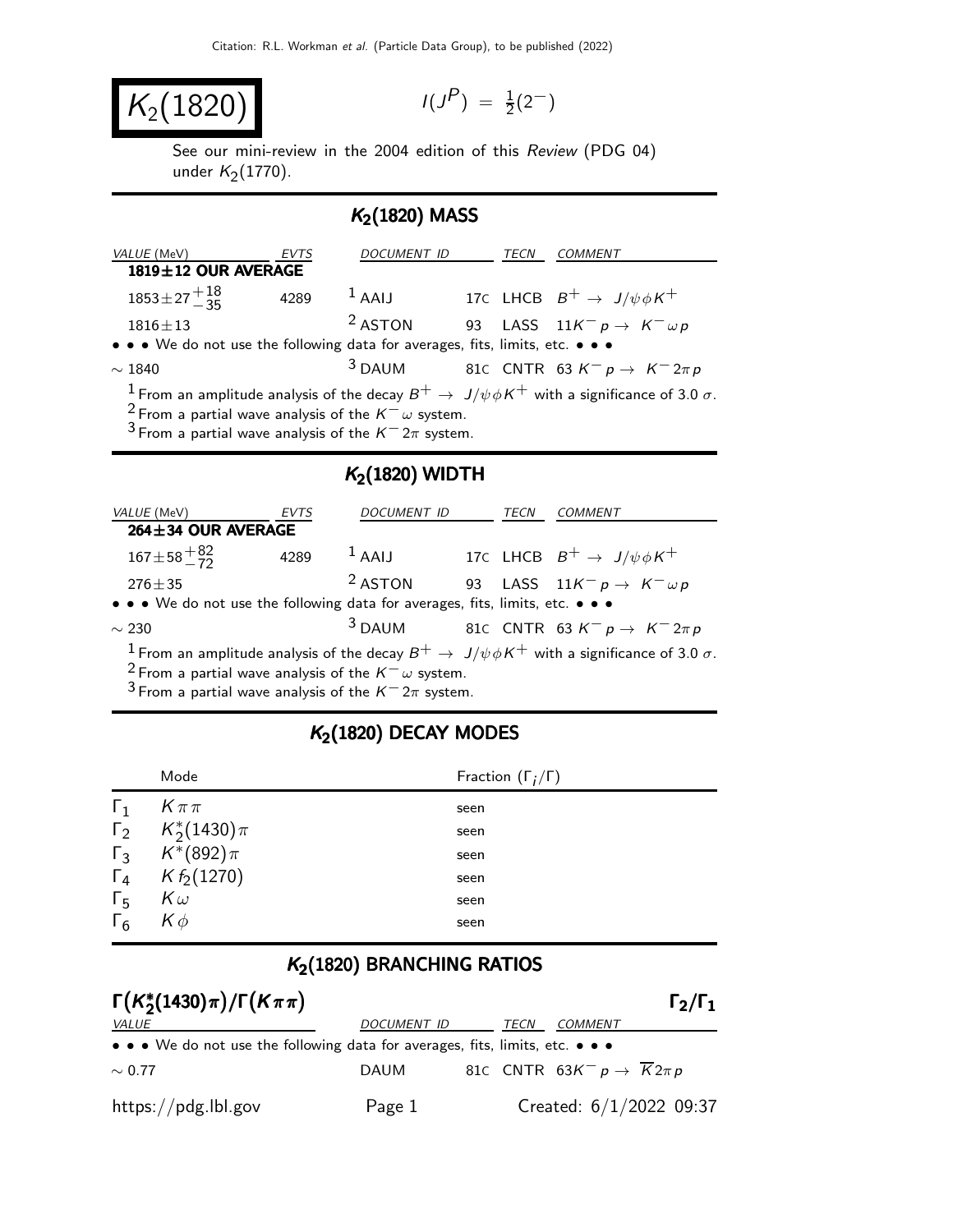# $K_2(1820)$

$I(J^P) = \frac{1}{2}(2^-)$

See our mini-review in the 2004 edition of this *Review* (PDG 04) under $K_2(1770)$.

## $K_2(1820)$ MASS

| VALUE (MeV) | EVTS | DOCUMENT ID | | TECN | COMMENT |
|---|---|---|---|---|---|
| **1819±12 OUR AVERAGE** | | | | | |
| $1853 \pm 27^{+18}_{-35}$ | 4289 | [1] AAIJ | 17C | LHCB | $B^+ \to J/\psi \phi K^+$ |
| $1816 \pm 13$ | | [2] ASTON | 93 | LASS | $11 K^- p \to K^- \omega p$ |
| • • • We do not use the following data for averages, fits, limits, etc. • • • | | | | | |
| $\sim 1840$ | | [3] DAUM | 81C | CNTR | $63\ K^- p \to K^- 2\pi p$ |

[1] From an amplitude analysis of the decay $B^+ \to J/\psi \phi K^+$ with a significance of 3.0 $\sigma$.
[2] From a partial wave analysis of the $K^- \omega$ system.
[3] From a partial wave analysis of the $K^- 2\pi$ system.

## $K_2(1820)$ WIDTH

| VALUE (MeV) | EVTS | DOCUMENT ID | | TECN | COMMENT |
|---|---|---|---|---|---|
| **264±34 OUR AVERAGE** | | | | | |
| $167 \pm 58^{+82}_{-72}$ | 4289 | [1] AAIJ | 17C | LHCB | $B^+ \to J/\psi \phi K^+$ |
| $276 \pm 35$ | | [2] ASTON | 93 | LASS | $11 K^- p \to K^- \omega p$ |
| • • • We do not use the following data for averages, fits, limits, etc. • • • | | | | | |
| $\sim 230$ | | [3] DAUM | 81C | CNTR | $63\ K^- p \to K^- 2\pi p$ |

[1] From an amplitude analysis of the decay $B^+ \to J/\psi \phi K^+$ with a significance of 3.0 $\sigma$.
[2] From a partial wave analysis of the $K^- \omega$ system.
[3] From a partial wave analysis of the $K^- 2\pi$ system.

## $K_2(1820)$ DECAY MODES

| | Mode | Fraction ($\Gamma_i/\Gamma$) |
|---|---|---|
| $\Gamma_1$ | $K \pi \pi$ | seen |
| $\Gamma_2$ | $K_2^*(1430)\pi$ | seen |
| $\Gamma_3$ | $K^*(892)\pi$ | seen |
| $\Gamma_4$ | $K f_2(1270)$ | seen |
| $\Gamma_5$ | $K \omega$ | seen |
| $\Gamma_6$ | $K \phi$ | seen |

## $K_2(1820)$ BRANCHING RATIOS

### $\Gamma(K_2^*(1430)\pi)/\Gamma(K\pi\pi)$ $\qquad \Gamma_2/\Gamma_1$

| VALUE | DOCUMENT ID | | TECN | COMMENT |
|---|---|---|---|---|
| • • • We do not use the following data for averages, fits, limits, etc. • • • | | | | |
| $\sim 0.77$ | DAUM | 81C | CNTR | $63 K^- p \to \overline{K} 2\pi p$ |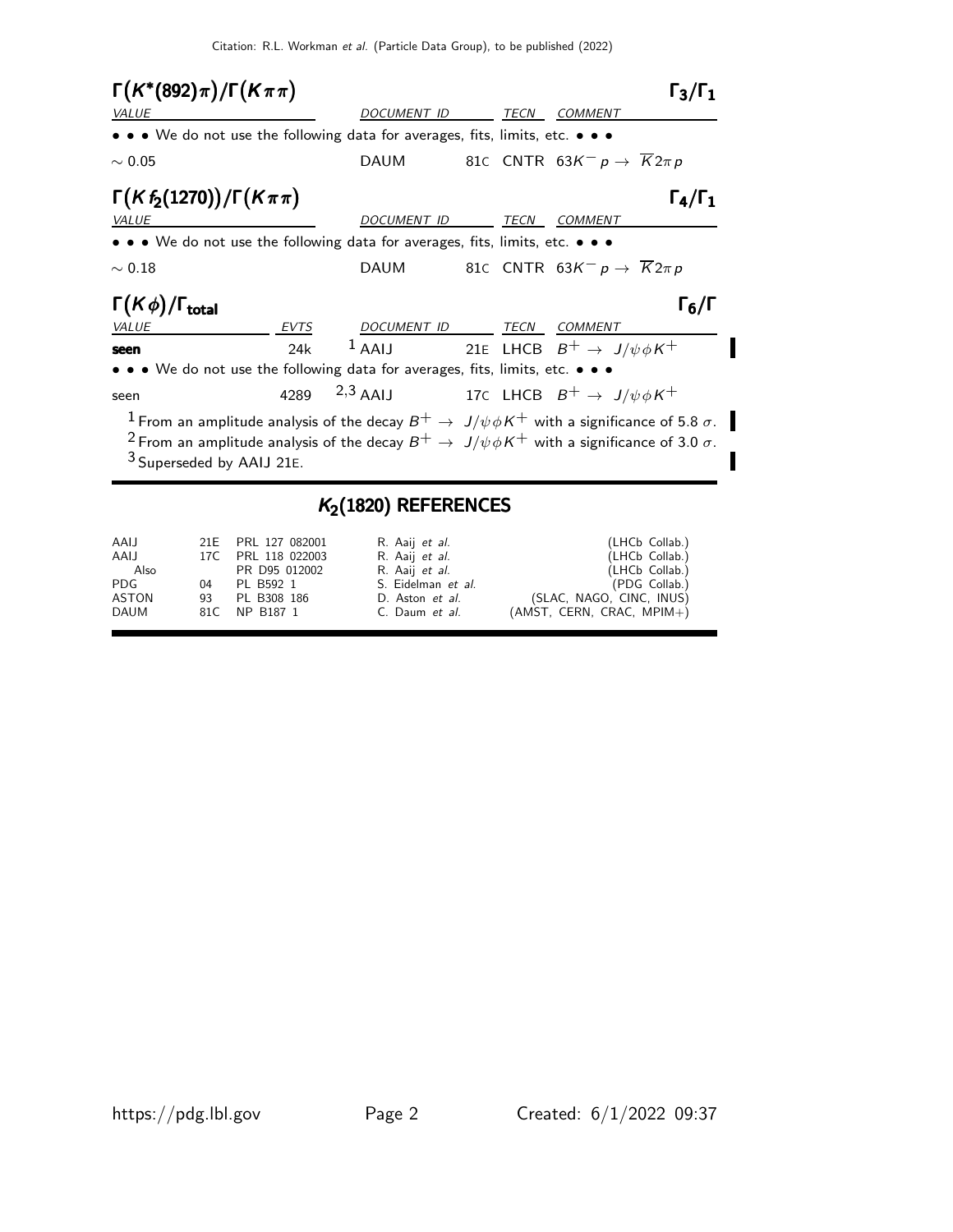### $\Gamma(K^*(892)\pi)/\Gamma(K\pi\pi)$ $\Gamma_3/\Gamma_1$

| VALUE | DOCUMENT ID | | TECN | COMMENT |
|---|---|---|---|---|
| • • • We do not use the following data for averages, fits, limits, etc. • • • | | | | |
| $\sim 0.05$ | DAUM | 81C | CNTR | $63 K^- p \to \overline{K} 2\pi p$ |

### $\Gamma(K f_2(1270))/\Gamma(K\pi\pi)$ $\Gamma_4/\Gamma_1$

| VALUE | DOCUMENT ID | | TECN | COMMENT |
|---|---|---|---|---|
| • • • We do not use the following data for averages, fits, limits, etc. • • • | | | | |
| $\sim 0.18$ | DAUM | 81C | CNTR | $63 K^- p \to \overline{K} 2\pi p$ |

### $\Gamma(K\phi)/\Gamma_{\text{total}}$ $\Gamma_6/\Gamma$

| VALUE | EVTS | DOCUMENT ID | | TECN | COMMENT |
|---|---|---|---|---|---|
| **seen** | 24k | [1] AAIJ | 21E | LHCB | $B^+ \to J/\psi \phi K^+$ |
| • • • We do not use the following data for averages, fits, limits, etc. • • • | | | | | |
| seen | 4289 | [2,3] AAIJ | 17C | LHCB | $B^+ \to J/\psi \phi K^+$ |

[1] From an amplitude analysis of the decay $B^+ \to J/\psi \phi K^+$ with a significance of 5.8 $\sigma$.
[2] From an amplitude analysis of the decay $B^+ \to J/\psi \phi K^+$ with a significance of 3.0 $\sigma$.
[3] Superseded by AAIJ 21E.

## $K_2(1820)$ REFERENCES

| | | | | |
|---|---|---|---|---|
| AAIJ | 21E | PRL 127 082001 | R. Aaij *et al.* | (LHCb Collab.) |
| AAIJ | 17C | PRL 118 022003 | R. Aaij *et al.* | (LHCb Collab.) |
| Also | | PR D95 012002 | R. Aaij *et al.* | (LHCb Collab.) |
| PDG | 04 | PL B592 1 | S. Eidelman *et al.* | (PDG Collab.) |
| ASTON | 93 | PL B308 186 | D. Aston *et al.* | (SLAC, NAGO, CINC, INUS) |
| DAUM | 81C | NP B187 1 | C. Daum *et al.* | (AMST, CERN, CRAC, MPIM+) |